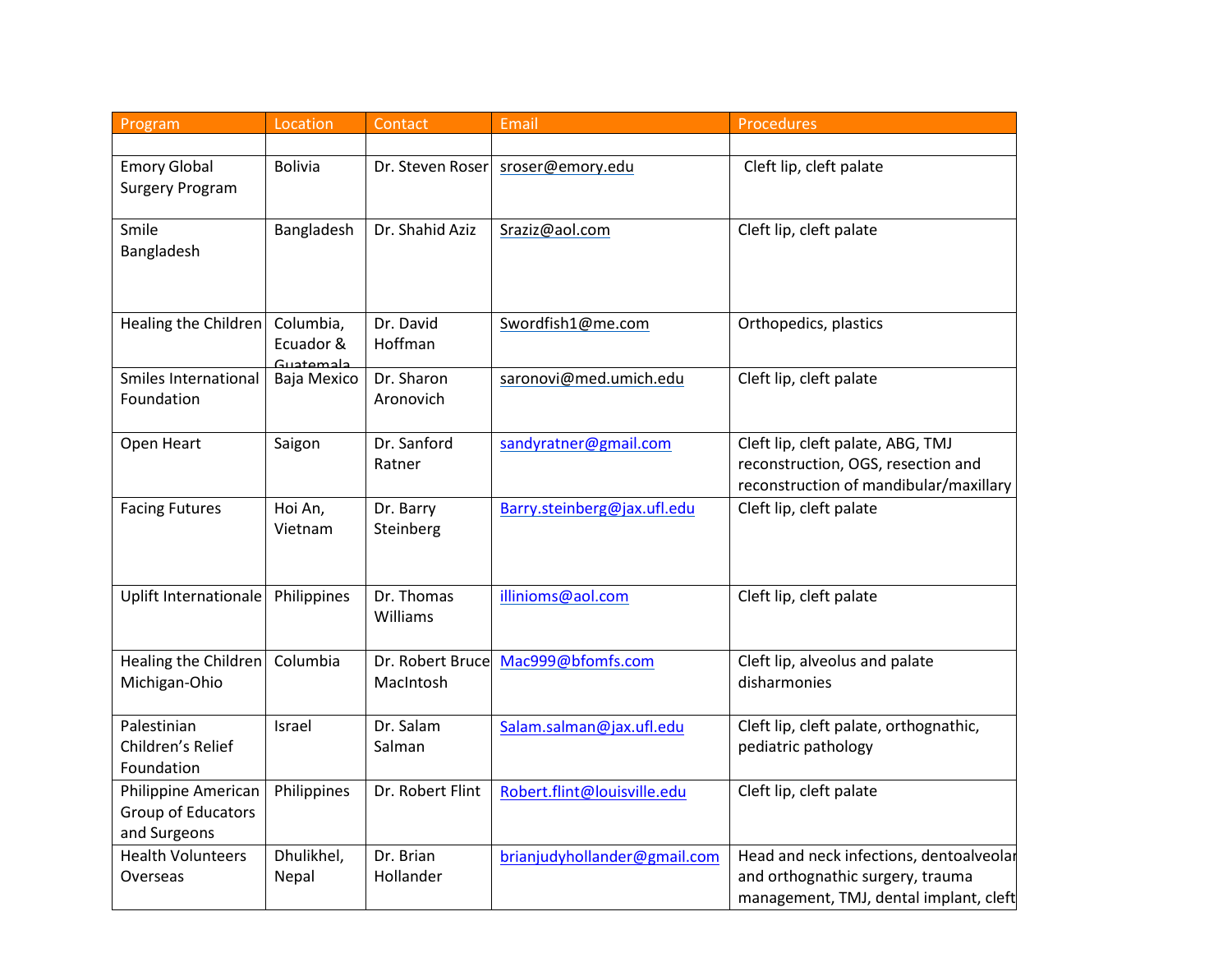| Program | Location | Contact | Email | Procedures |
|---|---|---|---|---|
| | | | | |
| Emory Global Surgery Program | Bolivia | Dr. Steven Roser | sroser@emory.edu | Cleft lip, cleft palate |
| Smile Bangladesh | Bangladesh | Dr. Shahid Aziz | Sraziz@aol.com | Cleft lip, cleft palate |
| Healing the Children | Columbia, Ecuador & Guatemala | Dr. David Hoffman | Swordfish1@me.com | Orthopedics, plastics |
| Smiles International Foundation | Baja Mexico | Dr. Sharon Aronovich | saronovi@med.umich.edu | Cleft lip, cleft palate |
| Open Heart | Saigon | Dr. Sanford Ratner | sandyratner@gmail.com | Cleft lip, cleft palate, ABG, TMJ reconstruction, OGS, resection and reconstruction of mandibular/maxillary |
| Facing Futures | Hoi An, Vietnam | Dr. Barry Steinberg | Barry.steinberg@jax.ufl.edu | Cleft lip, cleft palate |
| Uplift Internationale | Philippines | Dr. Thomas Williams | illinioms@aol.com | Cleft lip, cleft palate |
| Healing the Children Michigan-Ohio | Columbia | Dr. Robert Bruce MacIntosh | Mac999@bfomfs.com | Cleft lip, alveolus and palate disharmonies |
| Palestinian Children's Relief Foundation | Israel | Dr. Salam Salman | Salam.salman@jax.ufl.edu | Cleft lip, cleft palate, orthognathic, pediatric pathology |
| Philippine American Group of Educators and Surgeons | Philippines | Dr. Robert Flint | Robert.flint@louisville.edu | Cleft lip, cleft palate |
| Health Volunteers Overseas | Dhulikhel, Nepal | Dr. Brian Hollander | brianjudyhollander@gmail.com | Head and neck infections, dentoalveolar and orthognathic surgery, trauma management, TMJ, dental implant, cleft |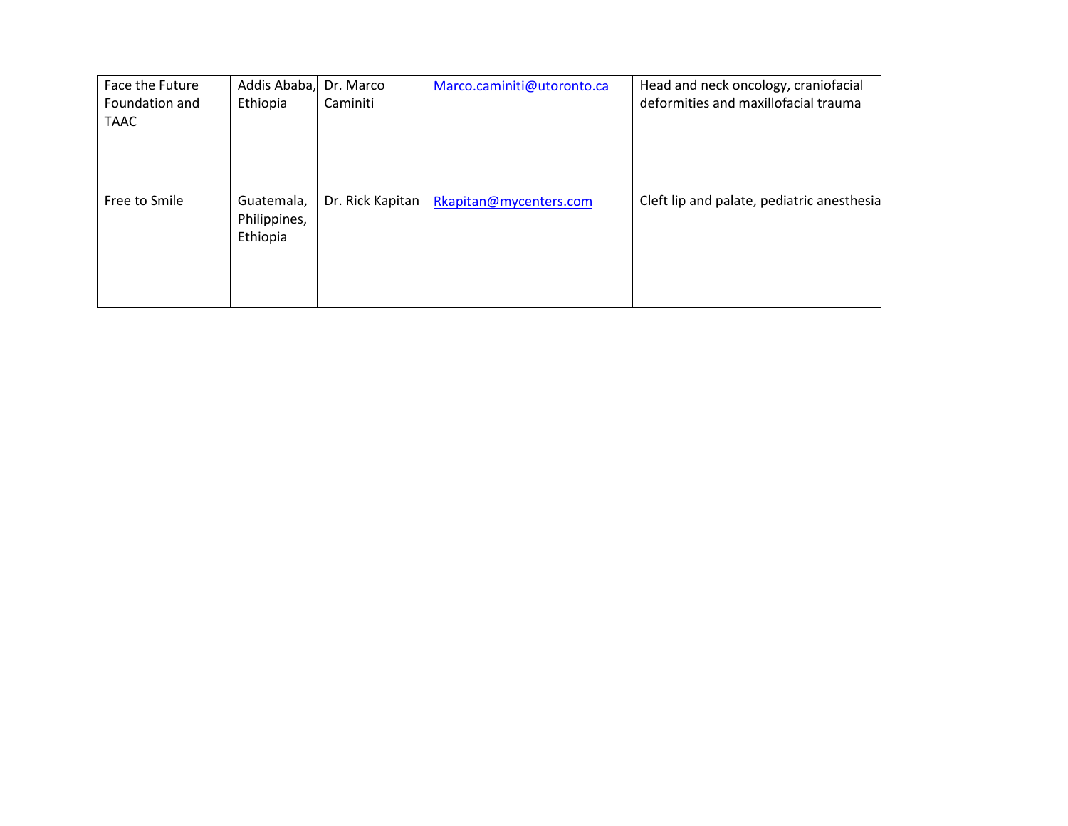| | | | | |
|---|---|---|---|---|
| Face the Future Foundation and TAAC | Addis Ababa, Ethiopia | Dr. Marco Caminiti | Marco.caminiti@utoronto.ca | Head and neck oncology, craniofacial deformities and maxillofacial trauma |
| Free to Smile | Guatemala, Philippines, Ethiopia | Dr. Rick Kapitan | Rkapitan@mycenters.com | Cleft lip and palate, pediatric anesthesia |